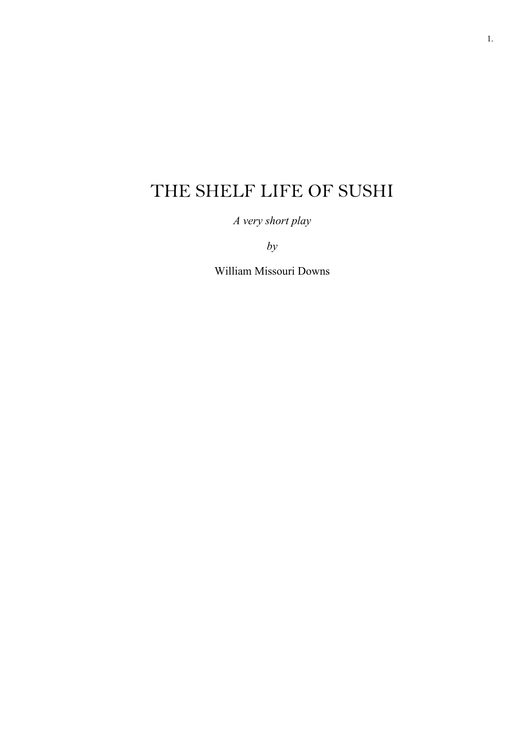# THE SHELF LIFE OF SUSHI

*A very short play*

*by*

William Missouri Downs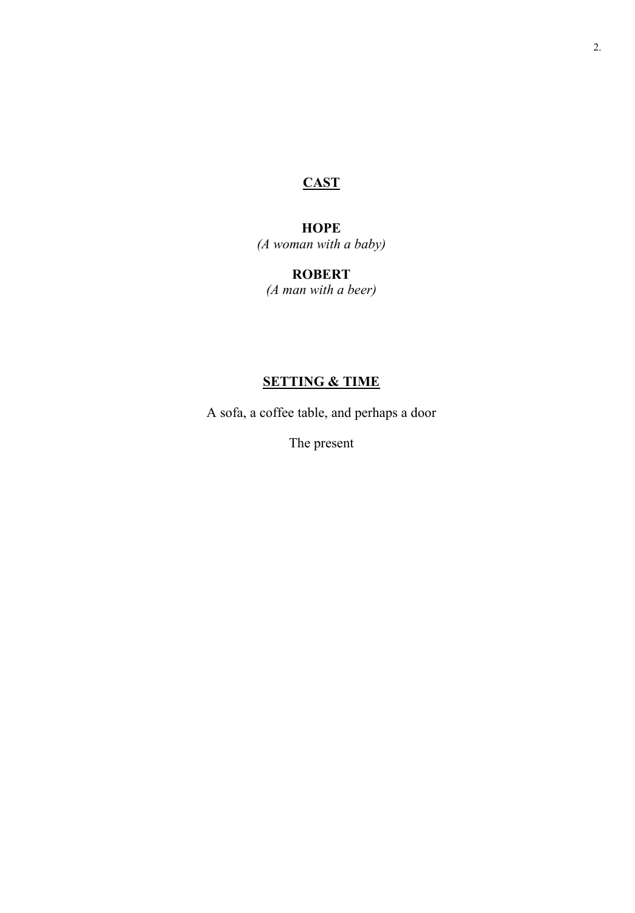## CAST

**HOPE**
*(A woman with a baby)*

**ROBERT**
*(A man with a beer)*

## SETTING & TIME

A sofa, a coffee table, and perhaps a door

The present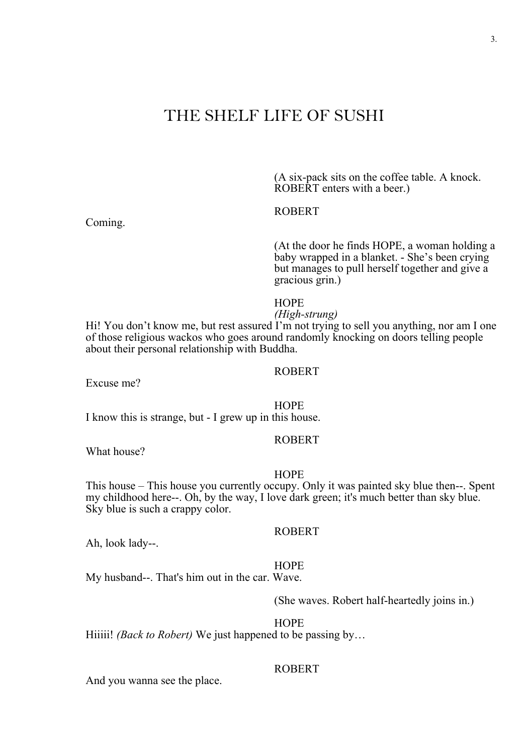# THE SHELF LIFE OF SUSHI

(A six-pack sits on the coffee table. A knock. ROBERT enters with a beer.)

ROBERT

Coming.

(At the door he finds HOPE, a woman holding a baby wrapped in a blanket. - She's been crying but manages to pull herself together and give a gracious grin.)

HOPE

*(High-strung)*

Hi! You don't know me, but rest assured I'm not trying to sell you anything, nor am I one of those religious wackos who goes around randomly knocking on doors telling people about their personal relationship with Buddha.

ROBERT

Excuse me?

HOPE

I know this is strange, but - I grew up in this house.

ROBERT

What house?

HOPE

This house – This house you currently occupy. Only it was painted sky blue then--. Spent my childhood here--. Oh, by the way, I love dark green; it's much better than sky blue. Sky blue is such a crappy color.

ROBERT

Ah, look lady--.

HOPE

My husband--. That's him out in the car. Wave.

(She waves. Robert half-heartedly joins in.)

HOPE

Hiiiii! *(Back to Robert)* We just happened to be passing by…

ROBERT

And you wanna see the place.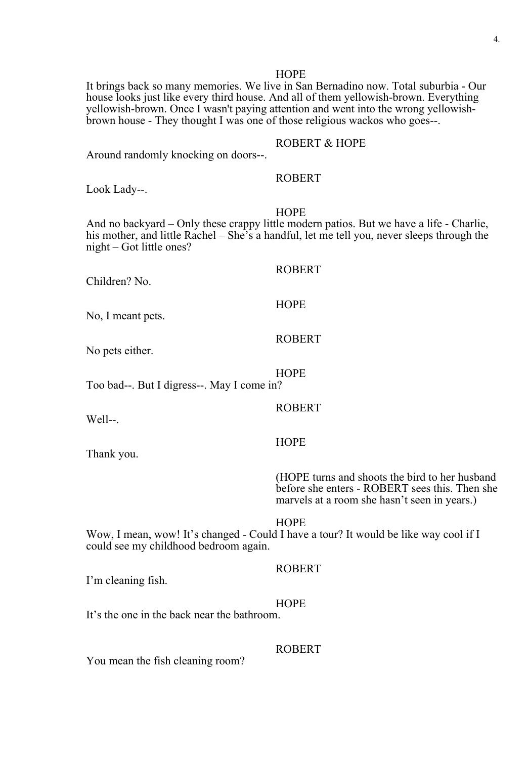HOPE

It brings back so many memories. We live in San Bernadino now. Total suburbia - Our house looks just like every third house. And all of them yellowish-brown. Everything yellowish-brown. Once I wasn't paying attention and went into the wrong yellowish-brown house - They thought I was one of those religious wackos who goes--.

ROBERT & HOPE

Around randomly knocking on doors--.

ROBERT

Look Lady--.

HOPE

And no backyard – Only these crappy little modern patios. But we have a life - Charlie, his mother, and little Rachel – She’s a handful, let me tell you, never sleeps through the night – Got little ones?

ROBERT

Children? No.

HOPE

No, I meant pets.

ROBERT

No pets either.

HOPE

Too bad--. But I digress--. May I come in?

ROBERT

Well--.

HOPE

Thank you.

(HOPE turns and shoots the bird to her husband before she enters - ROBERT sees this. Then she marvels at a room she hasn’t seen in years.)

HOPE

Wow, I mean, wow! It’s changed - Could I have a tour? It would be like way cool if I could see my childhood bedroom again.

ROBERT

I’m cleaning fish.

HOPE

It’s the one in the back near the bathroom.

ROBERT

You mean the fish cleaning room?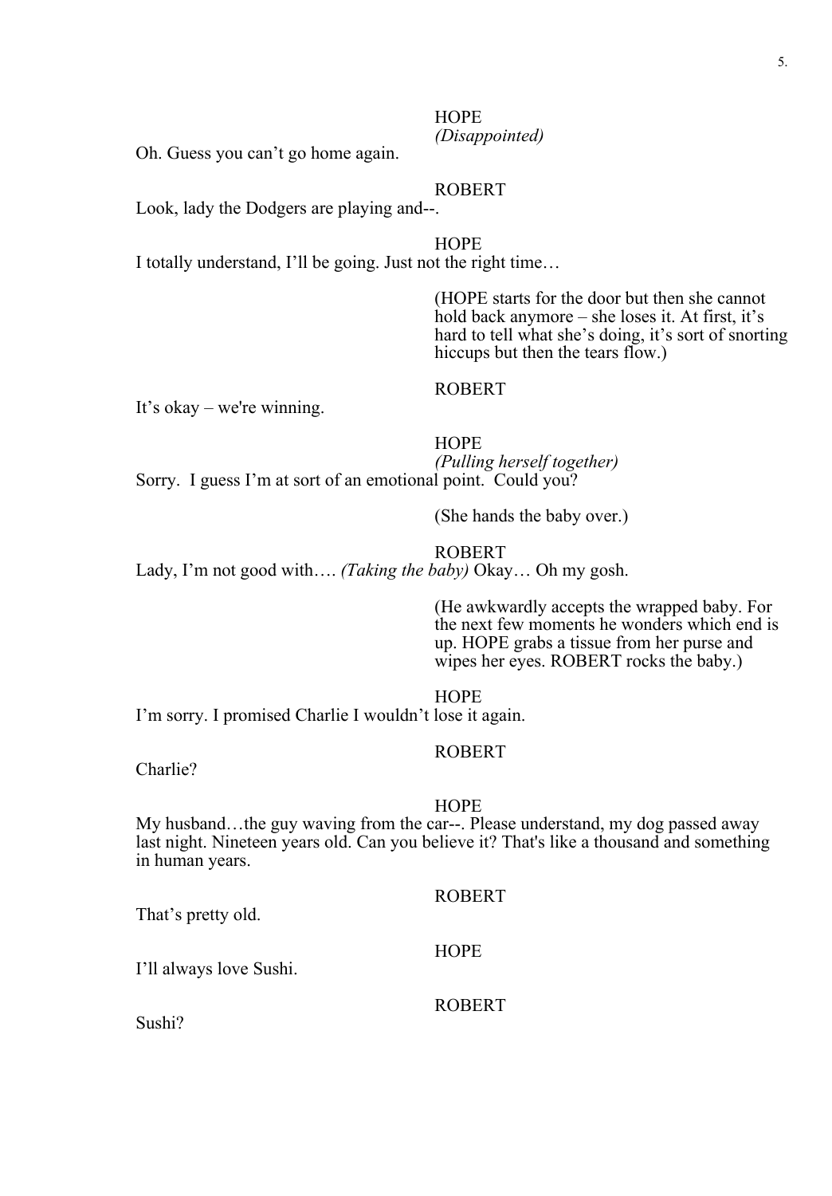HOPE
*(Disappointed)*

Oh. Guess you can't go home again.

ROBERT

Look, lady the Dodgers are playing and--.

HOPE

I totally understand, I'll be going. Just not the right time…

(HOPE starts for the door but then she cannot hold back anymore – she loses it. At first, it's hard to tell what she's doing, it's sort of snorting hiccups but then the tears flow.)

ROBERT

It's okay – we're winning.

HOPE
*(Pulling herself together)*

Sorry. I guess I'm at sort of an emotional point. Could you?

(She hands the baby over.)

ROBERT

Lady, I'm not good with…. *(Taking the baby)* Okay… Oh my gosh.

(He awkwardly accepts the wrapped baby. For the next few moments he wonders which end is up. HOPE grabs a tissue from her purse and wipes her eyes. ROBERT rocks the baby.)

HOPE

I'm sorry. I promised Charlie I wouldn't lose it again.

ROBERT

Charlie?

HOPE

My husband…the guy waving from the car--. Please understand, my dog passed away last night. Nineteen years old. Can you believe it? That's like a thousand and something in human years.

ROBERT

That's pretty old.

HOPE

I'll always love Sushi.

ROBERT

Sushi?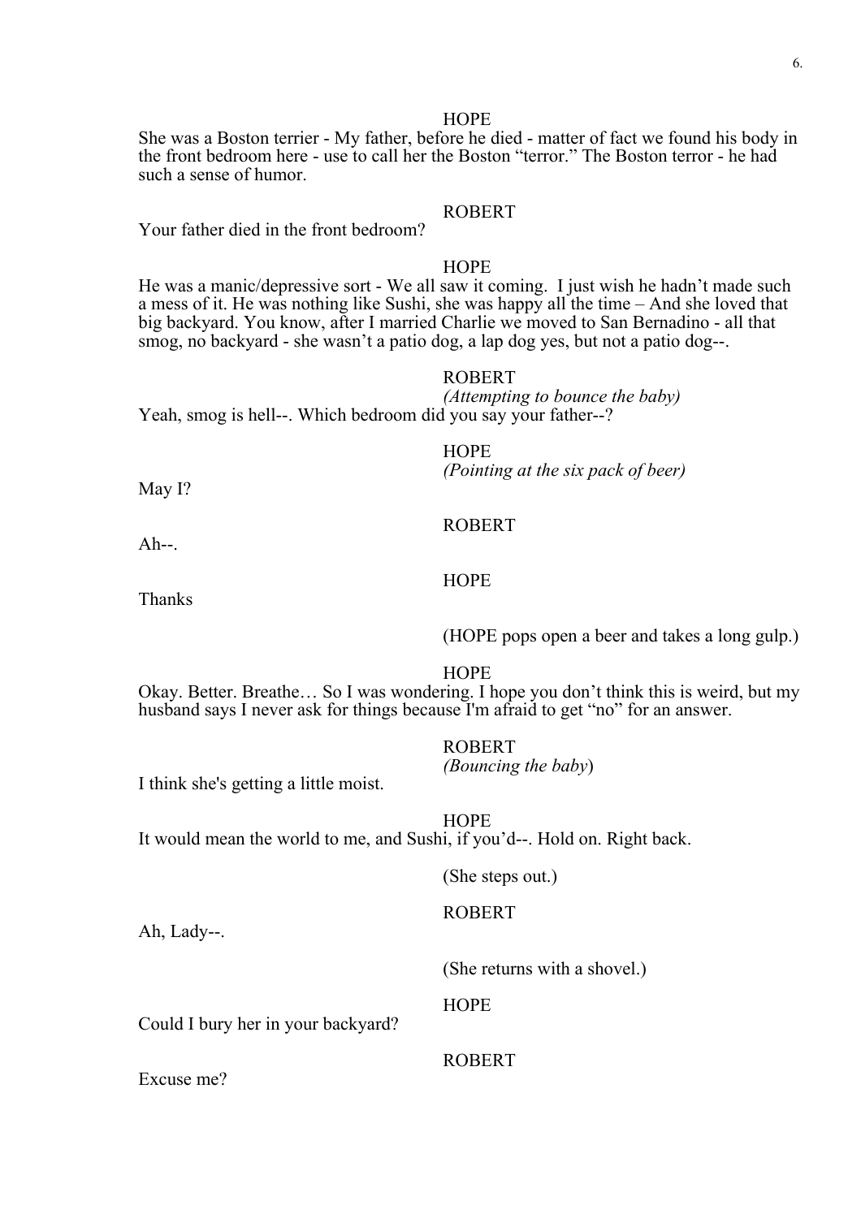HOPE

She was a Boston terrier - My father, before he died - matter of fact we found his body in the front bedroom here - use to call her the Boston "terror." The Boston terror - he had such a sense of humor.

ROBERT

Your father died in the front bedroom?

HOPE

He was a manic/depressive sort - We all saw it coming.  I just wish he hadn't made such a mess of it. He was nothing like Sushi, she was happy all the time – And she loved that big backyard. You know, after I married Charlie we moved to San Bernadino - all that smog, no backyard - she wasn't a patio dog, a lap dog yes, but not a patio dog--.

ROBERT
*(Attempting to bounce the baby)*

Yeah, smog is hell--. Which bedroom did you say your father--?

HOPE
*(Pointing at the six pack of beer)*

May I?

ROBERT

Ah--.

HOPE

Thanks

(HOPE pops open a beer and takes a long gulp.)

HOPE

Okay. Better. Breathe… So I was wondering. I hope you don't think this is weird, but my husband says I never ask for things because I'm afraid to get "no" for an answer.

ROBERT
*(Bouncing the baby)*

I think she's getting a little moist.

HOPE

It would mean the world to me, and Sushi, if you'd--. Hold on. Right back.

(She steps out.)

ROBERT

Ah, Lady--.

(She returns with a shovel.)

HOPE

Could I bury her in your backyard?

ROBERT

Excuse me?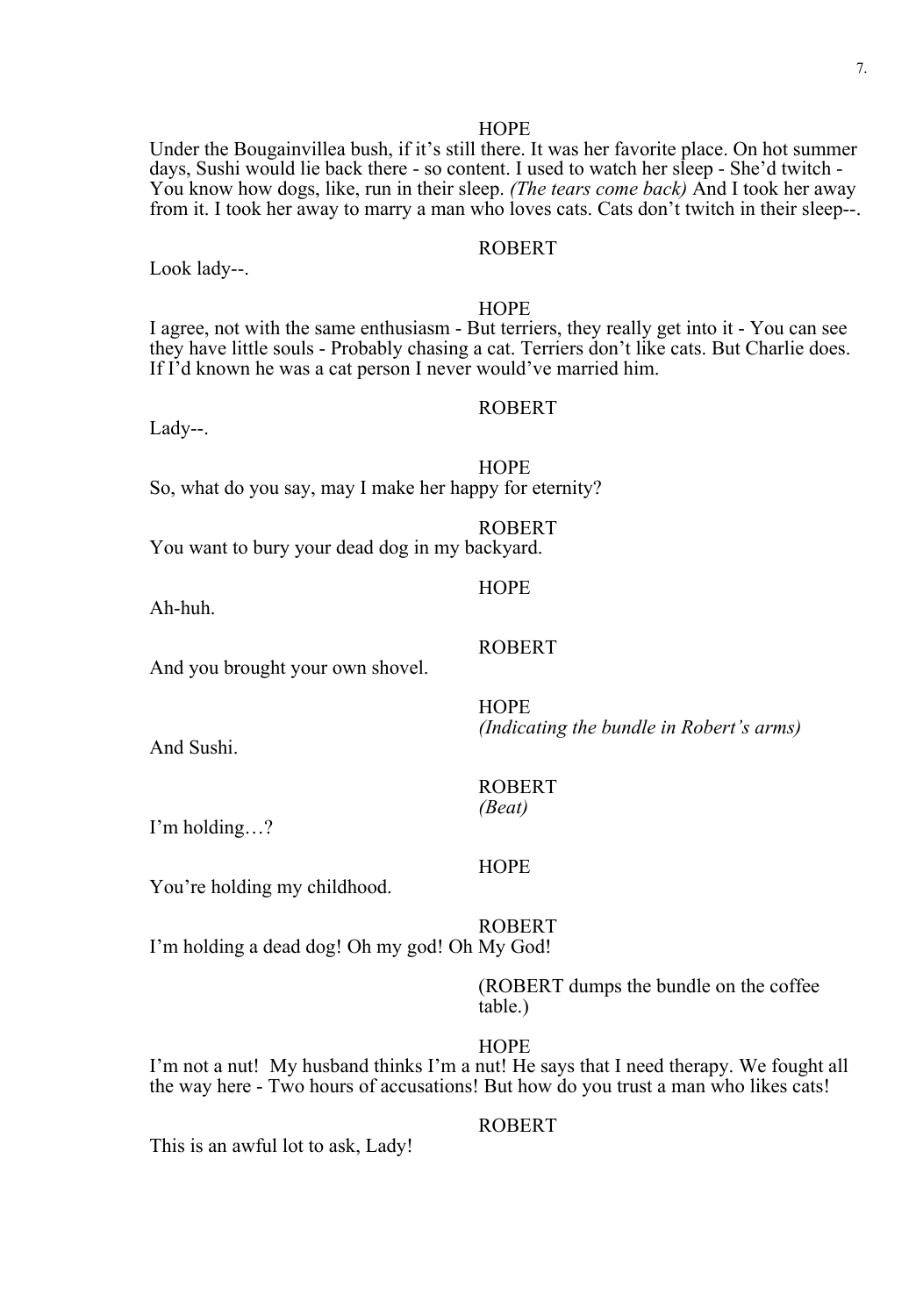HOPE

Under the Bougainvillea bush, if it's still there. It was her favorite place. On hot summer days, Sushi would lie back there - so content. I used to watch her sleep - She'd twitch - You know how dogs, like, run in their sleep. *(The tears come back)* And I took her away from it. I took her away to marry a man who loves cats. Cats don't twitch in their sleep--.

ROBERT

Look lady--.

HOPE

I agree, not with the same enthusiasm - But terriers, they really get into it - You can see they have little souls - Probably chasing a cat. Terriers don't like cats. But Charlie does. If I'd known he was a cat person I never would've married him.

ROBERT

Lady--.

HOPE

So, what do you say, may I make her happy for eternity?

ROBERT

You want to bury your dead dog in my backyard.

HOPE

Ah-huh.

ROBERT

And you brought your own shovel.

HOPE
*(Indicating the bundle in Robert's arms)*

And Sushi.

ROBERT
*(Beat)*

I'm holding…?

HOPE

You're holding my childhood.

ROBERT

I'm holding a dead dog! Oh my god! Oh My God!

(ROBERT dumps the bundle on the coffee table.)

HOPE

I'm not a nut! My husband thinks I'm a nut! He says that I need therapy. We fought all the way here - Two hours of accusations! But how do you trust a man who likes cats!

ROBERT

This is an awful lot to ask, Lady!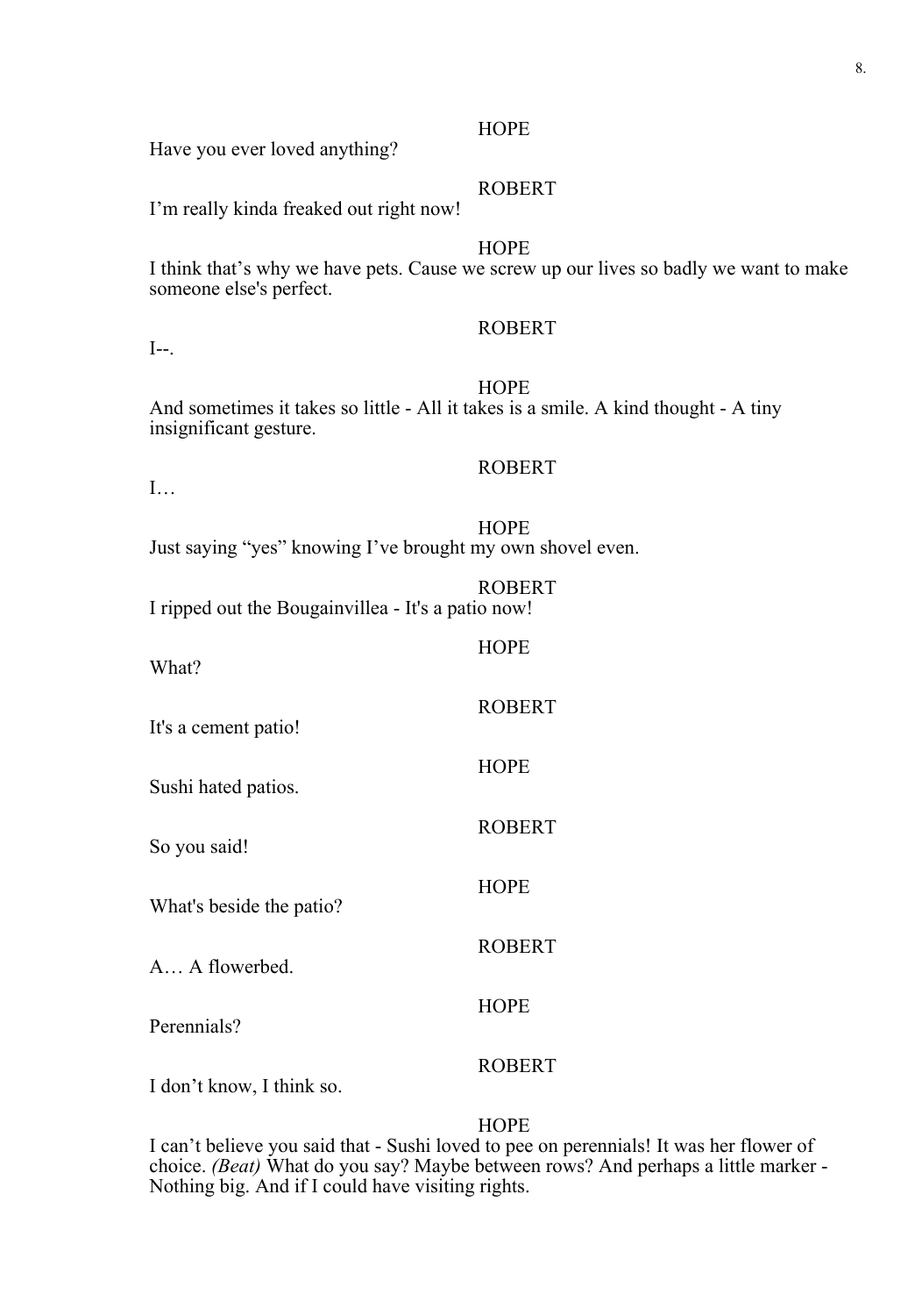HOPE

Have you ever loved anything?

ROBERT

I'm really kinda freaked out right now!

HOPE

I think that's why we have pets. Cause we screw up our lives so badly we want to make someone else's perfect.

ROBERT

I--.

HOPE

And sometimes it takes so little - All it takes is a smile. A kind thought - A tiny insignificant gesture.

ROBERT

I…

HOPE

Just saying "yes" knowing I've brought my own shovel even.

ROBERT

I ripped out the Bougainvillea - It's a patio now!

HOPE

What?

ROBERT

It's a cement patio!

HOPE

Sushi hated patios.

ROBERT

So you said!

HOPE

What's beside the patio?

ROBERT

A… A flowerbed.

HOPE

Perennials?

ROBERT

I don't know, I think so.

HOPE

I can't believe you said that - Sushi loved to pee on perennials! It was her flower of choice. *(Beat)* What do you say? Maybe between rows? And perhaps a little marker - Nothing big. And if I could have visiting rights.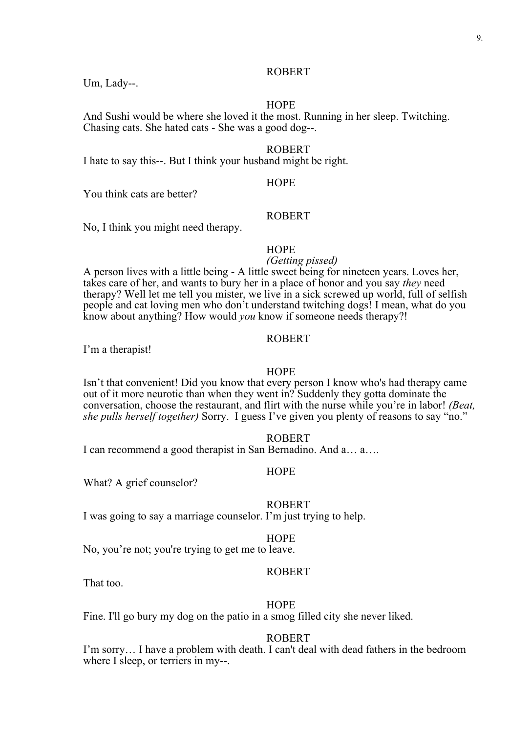ROBERT

Um, Lady--.

HOPE

And Sushi would be where she loved it the most. Running in her sleep. Twitching. Chasing cats. She hated cats - She was a good dog--.

ROBERT

I hate to say this--. But I think your husband might be right.

HOPE

You think cats are better?

ROBERT

No, I think you might need therapy.

HOPE

*(Getting pissed)*

A person lives with a little being - A little sweet being for nineteen years. Loves her, takes care of her, and wants to bury her in a place of honor and you say *they* need therapy? Well let me tell you mister, we live in a sick screwed up world, full of selfish people and cat loving men who don't understand twitching dogs! I mean, what do you know about anything? How would *you* know if someone needs therapy?!

ROBERT

I'm a therapist!

HOPE

Isn't that convenient! Did you know that every person I know who's had therapy came out of it more neurotic than when they went in? Suddenly they gotta dominate the conversation, choose the restaurant, and flirt with the nurse while you're in labor! *(Beat, she pulls herself together)* Sorry. I guess I've given you plenty of reasons to say "no."

ROBERT

I can recommend a good therapist in San Bernadino. And a… a….

HOPE

What? A grief counselor?

ROBERT

I was going to say a marriage counselor. I'm just trying to help.

HOPE

No, you're not; you're trying to get me to leave.

ROBERT

That too.

HOPE

Fine. I'll go bury my dog on the patio in a smog filled city she never liked.

ROBERT

I'm sorry… I have a problem with death. I can't deal with dead fathers in the bedroom where I sleep, or terriers in my--.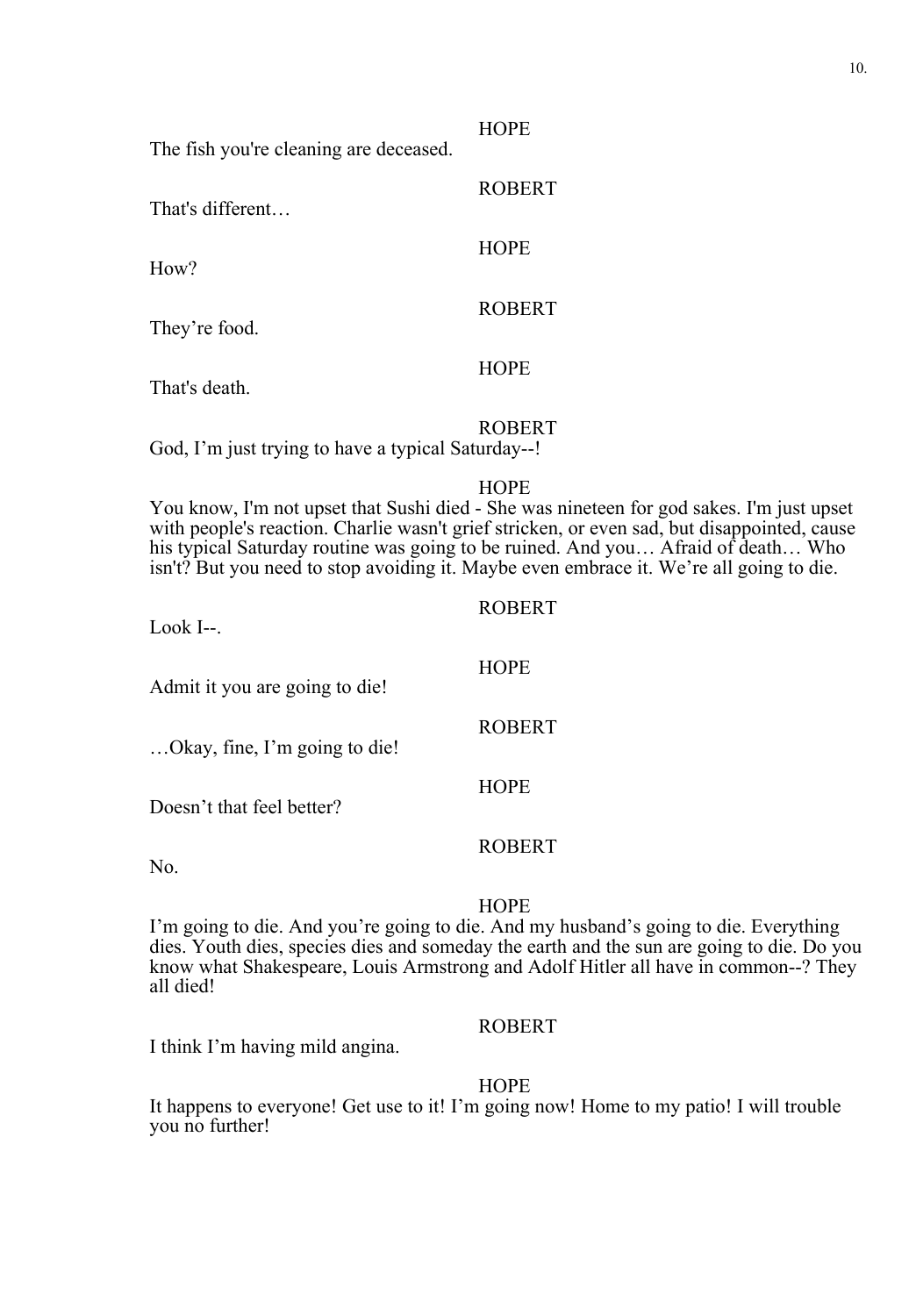HOPE

The fish you're cleaning are deceased.

ROBERT

That's different…

HOPE

How?

ROBERT

They're food.

HOPE

That's death.

ROBERT

God, I'm just trying to have a typical Saturday--!

HOPE

You know, I'm not upset that Sushi died - She was nineteen for god sakes. I'm just upset with people's reaction. Charlie wasn't grief stricken, or even sad, but disappointed, cause his typical Saturday routine was going to be ruined. And you… Afraid of death… Who isn't? But you need to stop avoiding it. Maybe even embrace it. We're all going to die.

ROBERT

Look I--.

HOPE

Admit it you are going to die!

ROBERT

…Okay, fine, I'm going to die!

HOPE

Doesn't that feel better?

ROBERT

No.

HOPE

I'm going to die. And you're going to die. And my husband's going to die. Everything dies. Youth dies, species dies and someday the earth and the sun are going to die. Do you know what Shakespeare, Louis Armstrong and Adolf Hitler all have in common--? They all died!

ROBERT

I think I'm having mild angina.

HOPE

It happens to everyone! Get use to it! I'm going now! Home to my patio! I will trouble you no further!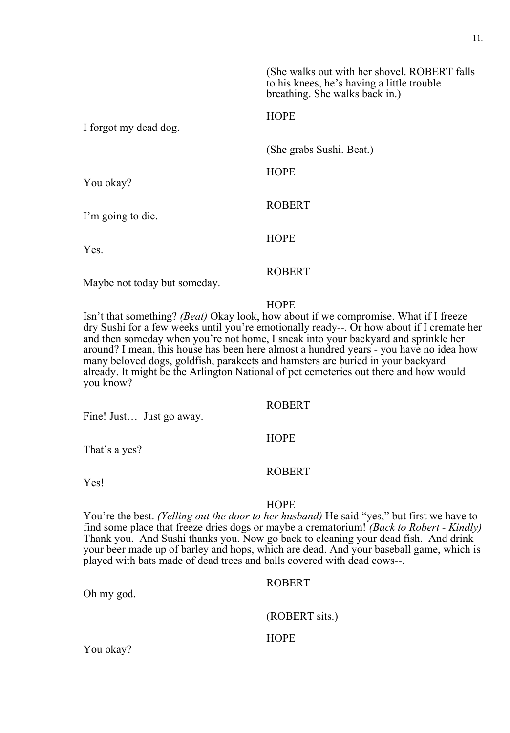(She walks out with her shovel. ROBERT falls to his knees, he's having a little trouble breathing. She walks back in.)

HOPE

I forgot my dead dog.

(She grabs Sushi. Beat.)

HOPE

You okay?

ROBERT

I'm going to die.

HOPE

Yes.

ROBERT

Maybe not today but someday.

HOPE

Isn't that something? *(Beat)* Okay look, how about if we compromise. What if I freeze dry Sushi for a few weeks until you're emotionally ready--. Or how about if I cremate her and then someday when you're not home, I sneak into your backyard and sprinkle her around? I mean, this house has been here almost a hundred years - you have no idea how many beloved dogs, goldfish, parakeets and hamsters are buried in your backyard already. It might be the Arlington National of pet cemeteries out there and how would you know?

ROBERT

Fine! Just… Just go away.

HOPE

That's a yes?

ROBERT

Yes!

HOPE

You're the best. *(Yelling out the door to her husband)* He said "yes," but first we have to find some place that freeze dries dogs or maybe a crematorium! *(Back to Robert - Kindly)* Thank you. And Sushi thanks you. Now go back to cleaning your dead fish. And drink your beer made up of barley and hops, which are dead. And your baseball game, which is played with bats made of dead trees and balls covered with dead cows--.

ROBERT

Oh my god.

(ROBERT sits.)

HOPE

You okay?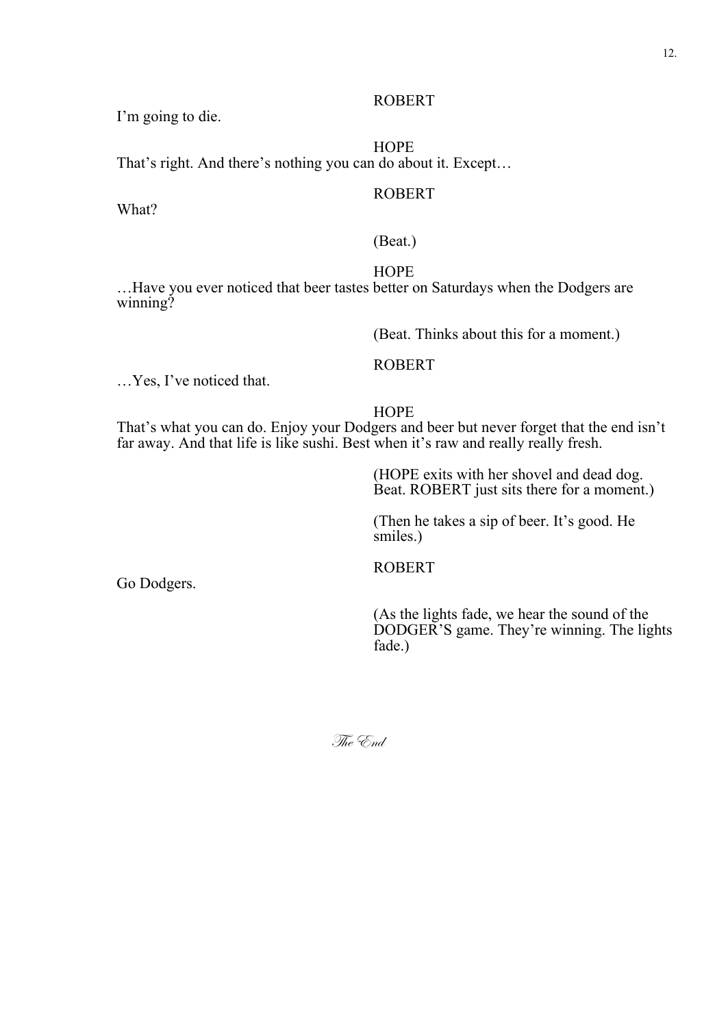ROBERT

I'm going to die.

HOPE

That's right. And there's nothing you can do about it. Except…

ROBERT

What?

(Beat.)

HOPE

…Have you ever noticed that beer tastes better on Saturdays when the Dodgers are winning?

(Beat. Thinks about this for a moment.)

ROBERT

…Yes, I've noticed that.

HOPE

That's what you can do. Enjoy your Dodgers and beer but never forget that the end isn't far away. And that life is like sushi. Best when it's raw and really really fresh.

(HOPE exits with her shovel and dead dog. Beat. ROBERT just sits there for a moment.)

(Then he takes a sip of beer. It's good. He smiles.)

ROBERT

Go Dodgers.

(As the lights fade, we hear the sound of the DODGER'S game. They're winning. The lights fade.)

*The End*